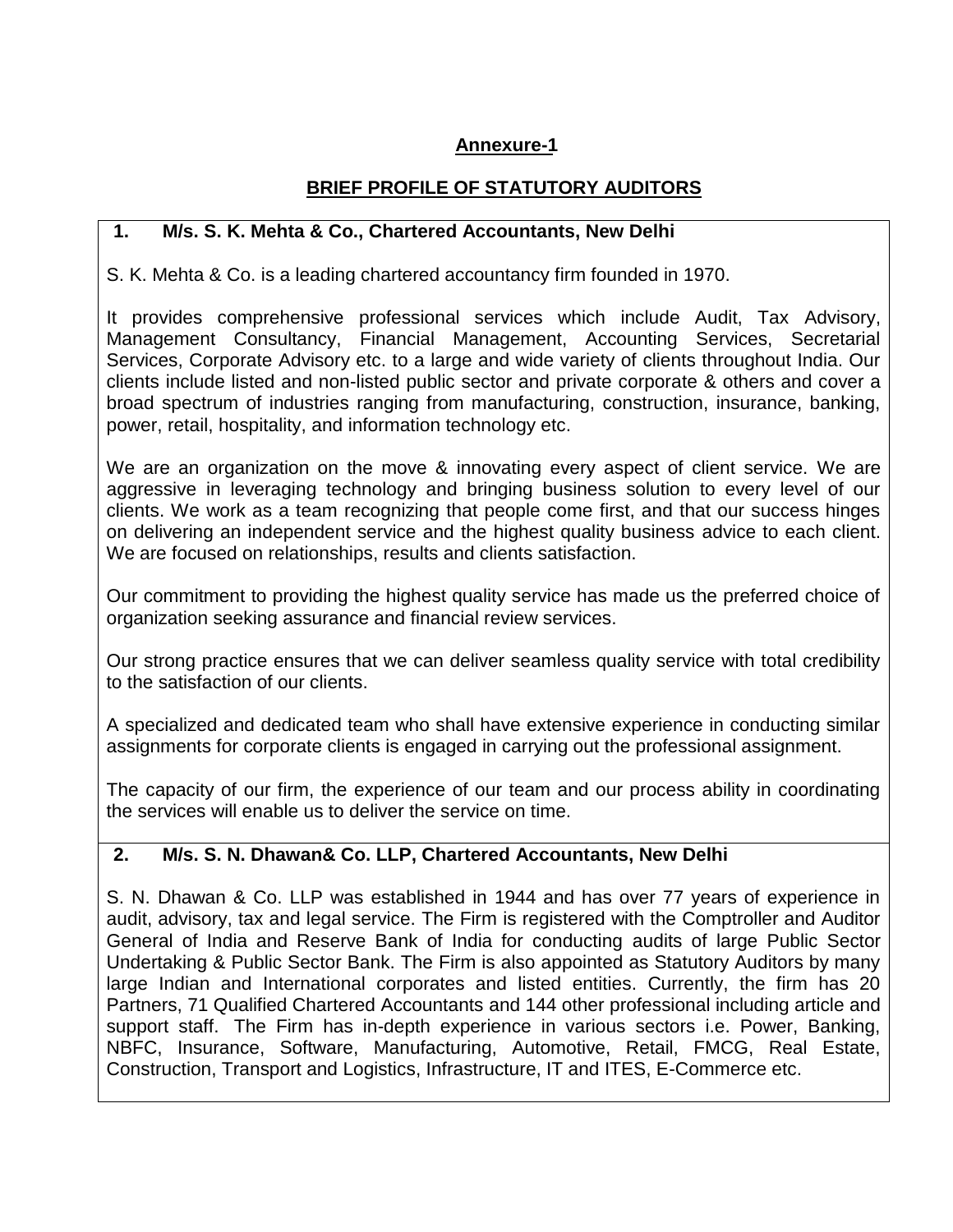**Annexure-1**

**BRIEF PROFILE OF STATUTORY AUDITORS**

**1. M/s. S. K. Mehta & Co., Chartered Accountants, New Delhi**

S. K. Mehta & Co. is a leading chartered accountancy firm founded in 1970.

It provides comprehensive professional services which include Audit, Tax Advisory, Management Consultancy, Financial Management, Accounting Services, Secretarial Services, Corporate Advisory etc. to a large and wide variety of clients throughout India. Our clients include listed and non-listed public sector and private corporate & others and cover a broad spectrum of industries ranging from manufacturing, construction, insurance, banking, power, retail, hospitality, and information technology etc.

We are an organization on the move & innovating every aspect of client service. We are aggressive in leveraging technology and bringing business solution to every level of our clients. We work as a team recognizing that people come first, and that our success hinges on delivering an independent service and the highest quality business advice to each client. We are focused on relationships, results and clients satisfaction.

Our commitment to providing the highest quality service has made us the preferred choice of organization seeking assurance and financial review services.

Our strong practice ensures that we can deliver seamless quality service with total credibility to the satisfaction of our clients.

A specialized and dedicated team who shall have extensive experience in conducting similar assignments for corporate clients is engaged in carrying out the professional assignment.

The capacity of our firm, the experience of our team and our process ability in coordinating the services will enable us to deliver the service on time.

**2. M/s. S. N. Dhawan& Co. LLP, Chartered Accountants, New Delhi**

S. N. Dhawan & Co. LLP was established in 1944 and has over 77 years of experience in audit, advisory, tax and legal service. The Firm is registered with the Comptroller and Auditor General of India and Reserve Bank of India for conducting audits of large Public Sector Undertaking & Public Sector Bank. The Firm is also appointed as Statutory Auditors by many large Indian and International corporates and listed entities. Currently, the firm has 20 Partners, 71 Qualified Chartered Accountants and 144 other professional including article and support staff. The Firm has in-depth experience in various sectors i.e. Power, Banking, NBFC, Insurance, Software, Manufacturing, Automotive, Retail, FMCG, Real Estate, Construction, Transport and Logistics, Infrastructure, IT and ITES, E-Commerce etc.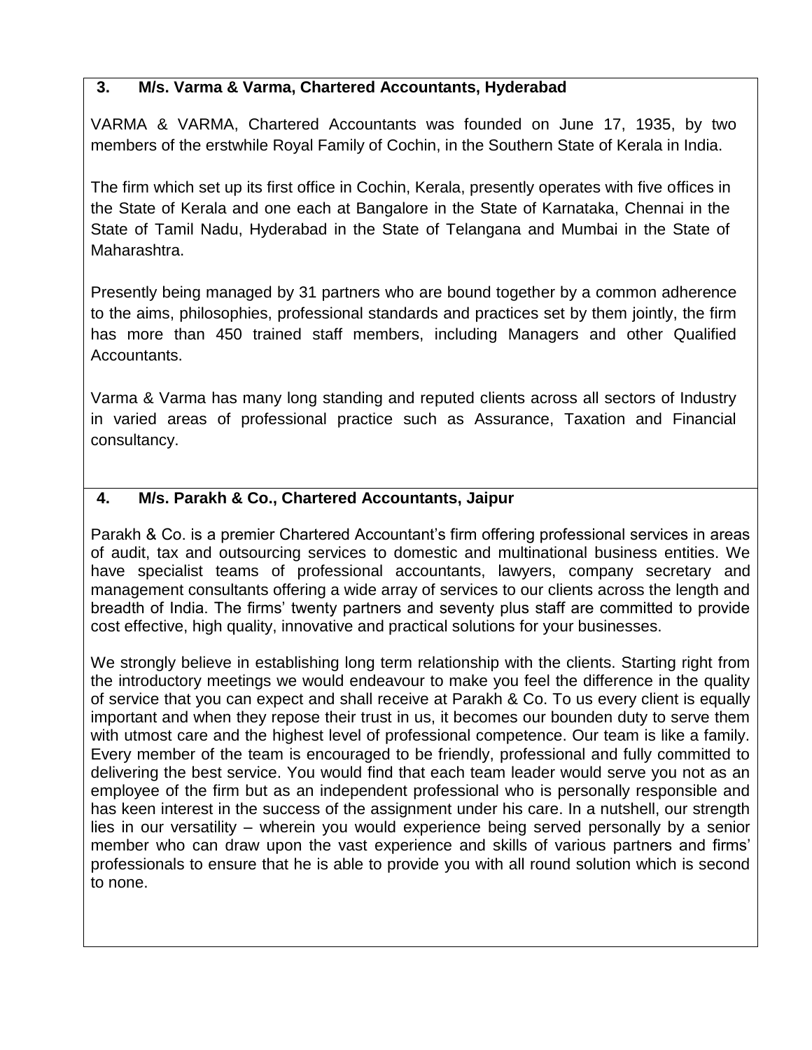### 3. M/s. Varma & Varma, Chartered Accountants, Hyderabad

VARMA & VARMA, Chartered Accountants was founded on June 17, 1935, by two members of the erstwhile Royal Family of Cochin, in the Southern State of Kerala in India.

The firm which set up its first office in Cochin, Kerala, presently operates with five offices in the State of Kerala and one each at Bangalore in the State of Karnataka, Chennai in the State of Tamil Nadu, Hyderabad in the State of Telangana and Mumbai in the State of Maharashtra.

Presently being managed by 31 partners who are bound together by a common adherence to the aims, philosophies, professional standards and practices set by them jointly, the firm has more than 450 trained staff members, including Managers and other Qualified Accountants.

Varma & Varma has many long standing and reputed clients across all sectors of Industry in varied areas of professional practice such as Assurance, Taxation and Financial consultancy.

### 4. M/s. Parakh & Co., Chartered Accountants, Jaipur

Parakh & Co. is a premier Chartered Accountant's firm offering professional services in areas of audit, tax and outsourcing services to domestic and multinational business entities. We have specialist teams of professional accountants, lawyers, company secretary and management consultants offering a wide array of services to our clients across the length and breadth of India. The firms' twenty partners and seventy plus staff are committed to provide cost effective, high quality, innovative and practical solutions for your businesses.

We strongly believe in establishing long term relationship with the clients. Starting right from the introductory meetings we would endeavour to make you feel the difference in the quality of service that you can expect and shall receive at Parakh & Co. To us every client is equally important and when they repose their trust in us, it becomes our bounden duty to serve them with utmost care and the highest level of professional competence. Our team is like a family. Every member of the team is encouraged to be friendly, professional and fully committed to delivering the best service. You would find that each team leader would serve you not as an employee of the firm but as an independent professional who is personally responsible and has keen interest in the success of the assignment under his care. In a nutshell, our strength lies in our versatility – wherein you would experience being served personally by a senior member who can draw upon the vast experience and skills of various partners and firms' professionals to ensure that he is able to provide you with all round solution which is second to none.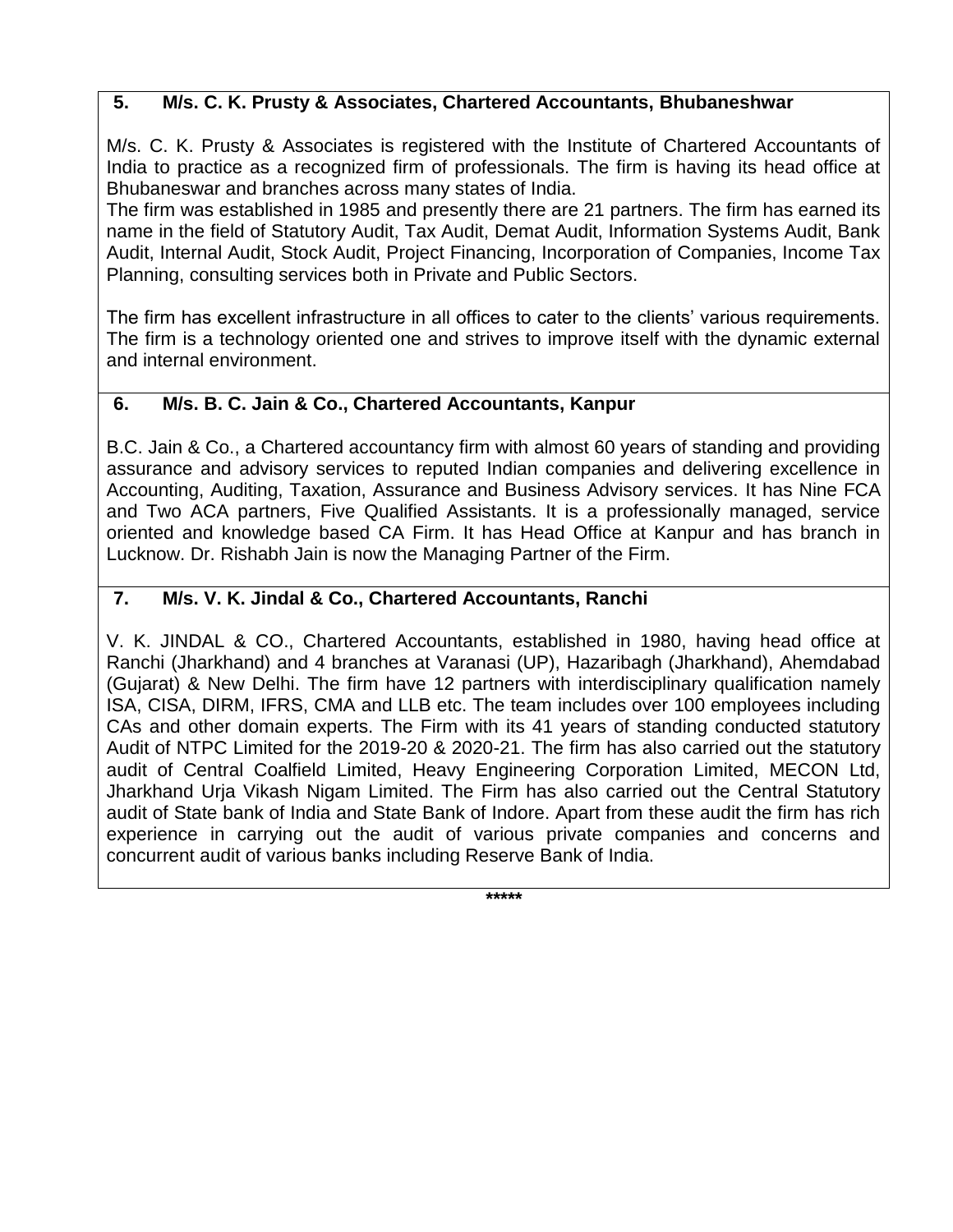**5. M/s. C. K. Prusty & Associates, Chartered Accountants, Bhubaneshwar**

M/s. C. K. Prusty & Associates is registered with the Institute of Chartered Accountants of India to practice as a recognized firm of professionals. The firm is having its head office at Bhubaneswar and branches across many states of India.
The firm was established in 1985 and presently there are 21 partners. The firm has earned its name in the field of Statutory Audit, Tax Audit, Demat Audit, Information Systems Audit, Bank Audit, Internal Audit, Stock Audit, Project Financing, Incorporation of Companies, Income Tax Planning, consulting services both in Private and Public Sectors.

The firm has excellent infrastructure in all offices to cater to the clients' various requirements. The firm is a technology oriented one and strives to improve itself with the dynamic external and internal environment.

**6. M/s. B. C. Jain & Co., Chartered Accountants, Kanpur**

B.C. Jain & Co., a Chartered accountancy firm with almost 60 years of standing and providing assurance and advisory services to reputed Indian companies and delivering excellence in Accounting, Auditing, Taxation, Assurance and Business Advisory services. It has Nine FCA and Two ACA partners, Five Qualified Assistants. It is a professionally managed, service oriented and knowledge based CA Firm. It has Head Office at Kanpur and has branch in Lucknow. Dr. Rishabh Jain is now the Managing Partner of the Firm.

**7. M/s. V. K. Jindal & Co., Chartered Accountants, Ranchi**

V. K. JINDAL & CO., Chartered Accountants, established in 1980, having head office at Ranchi (Jharkhand) and 4 branches at Varanasi (UP), Hazaribagh (Jharkhand), Ahemdabad (Gujarat) & New Delhi. The firm have 12 partners with interdisciplinary qualification namely ISA, CISA, DIRM, IFRS, CMA and LLB etc. The team includes over 100 employees including CAs and other domain experts. The Firm with its 41 years of standing conducted statutory Audit of NTPC Limited for the 2019-20 & 2020-21. The firm has also carried out the statutory audit of Central Coalfield Limited, Heavy Engineering Corporation Limited, MECON Ltd, Jharkhand Urja Vikash Nigam Limited. The Firm has also carried out the Central Statutory audit of State bank of India and State Bank of Indore. Apart from these audit the firm has rich experience in carrying out the audit of various private companies and concerns and concurrent audit of various banks including Reserve Bank of India.

*****